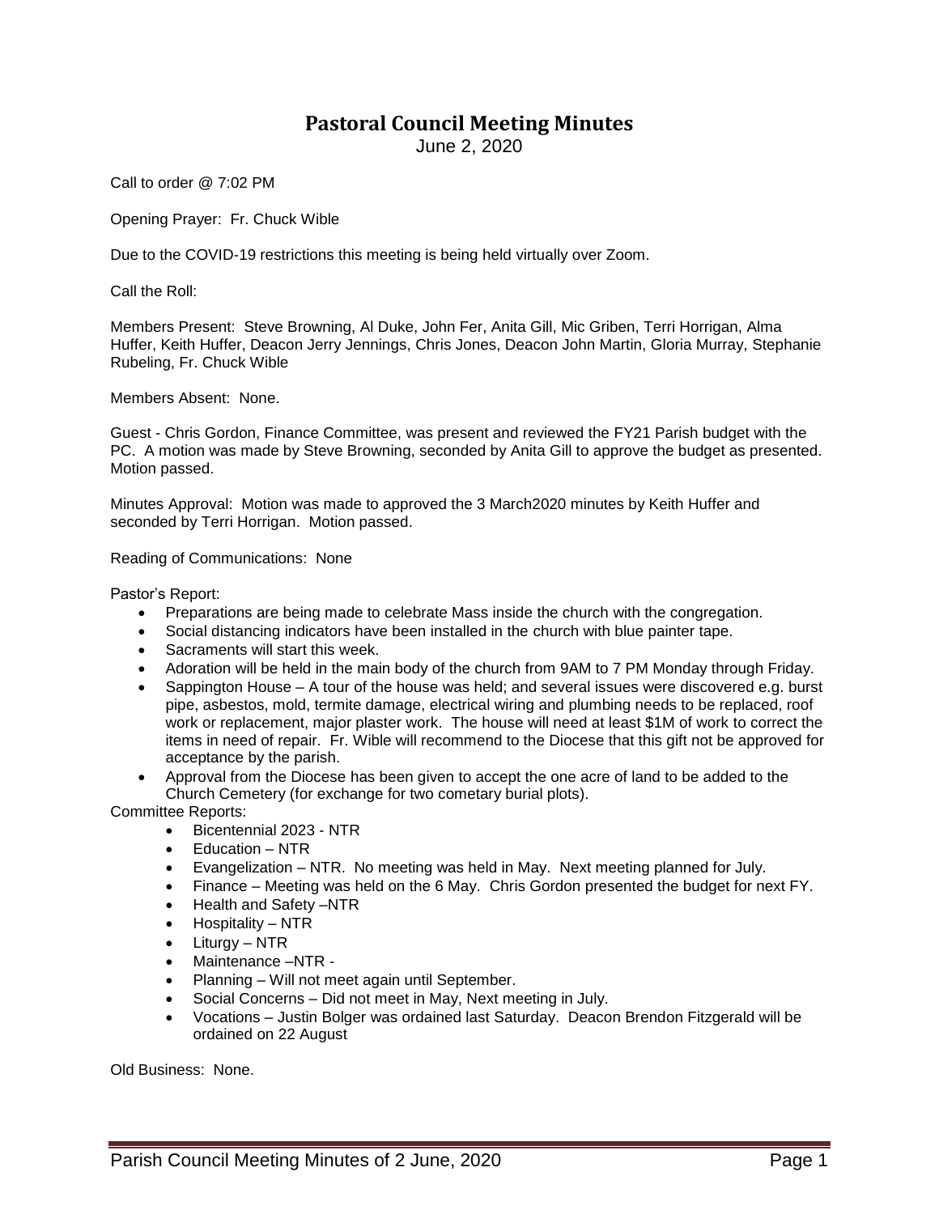# Pastoral Council Meeting Minutes

June 2, 2020

Call to order @ 7:02 PM

Opening Prayer: Fr. Chuck Wible

Due to the COVID-19 restrictions this meeting is being held virtually over Zoom.

Call the Roll:

Members Present: Steve Browning, Al Duke, John Fer, Anita Gill, Mic Griben, Terri Horrigan, Alma Huffer, Keith Huffer, Deacon Jerry Jennings, Chris Jones, Deacon John Martin, Gloria Murray, Stephanie Rubeling, Fr. Chuck Wible

Members Absent: None.

Guest - Chris Gordon, Finance Committee, was present and reviewed the FY21 Parish budget with the PC. A motion was made by Steve Browning, seconded by Anita Gill to approve the budget as presented. Motion passed.

Minutes Approval: Motion was made to approved the 3 March2020 minutes by Keith Huffer and seconded by Terri Horrigan. Motion passed.

Reading of Communications: None

Pastor's Report:

- Preparations are being made to celebrate Mass inside the church with the congregation.
- Social distancing indicators have been installed in the church with blue painter tape.
- Sacraments will start this week.
- Adoration will be held in the main body of the church from 9AM to 7 PM Monday through Friday.
- Sappington House – A tour of the house was held; and several issues were discovered e.g. burst pipe, asbestos, mold, termite damage, electrical wiring and plumbing needs to be replaced, roof work or replacement, major plaster work. The house will need at least $1M of work to correct the items in need of repair. Fr. Wible will recommend to the Diocese that this gift not be approved for acceptance by the parish.
- Approval from the Diocese has been given to accept the one acre of land to be added to the Church Cemetery (for exchange for two cometary burial plots).

Committee Reports:

- Bicentennial 2023 - NTR
- Education – NTR
- Evangelization – NTR. No meeting was held in May. Next meeting planned for July.
- Finance – Meeting was held on the 6 May. Chris Gordon presented the budget for next FY.
- Health and Safety –NTR
- Hospitality – NTR
- Liturgy – NTR
- Maintenance –NTR -
- Planning – Will not meet again until September.
- Social Concerns – Did not meet in May, Next meeting in July.
- Vocations – Justin Bolger was ordained last Saturday. Deacon Brendon Fitzgerald will be ordained on 22 August

Old Business: None.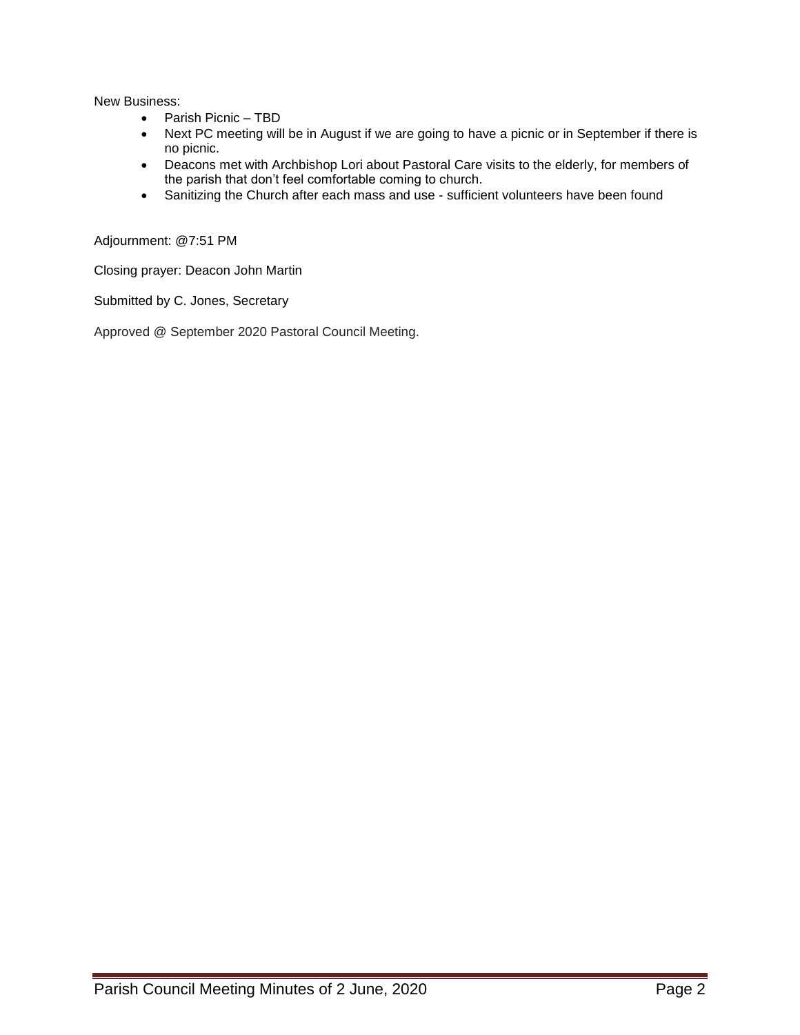New Business:

- Parish Picnic – TBD
- Next PC meeting will be in August if we are going to have a picnic or in September if there is no picnic.
- Deacons met with Archbishop Lori about Pastoral Care visits to the elderly, for members of the parish that don't feel comfortable coming to church.
- Sanitizing the Church after each mass and use - sufficient volunteers have been found

Adjournment: @7:51 PM

Closing prayer: Deacon John Martin

Submitted by C. Jones, Secretary

Approved @ September 2020 Pastoral Council Meeting.